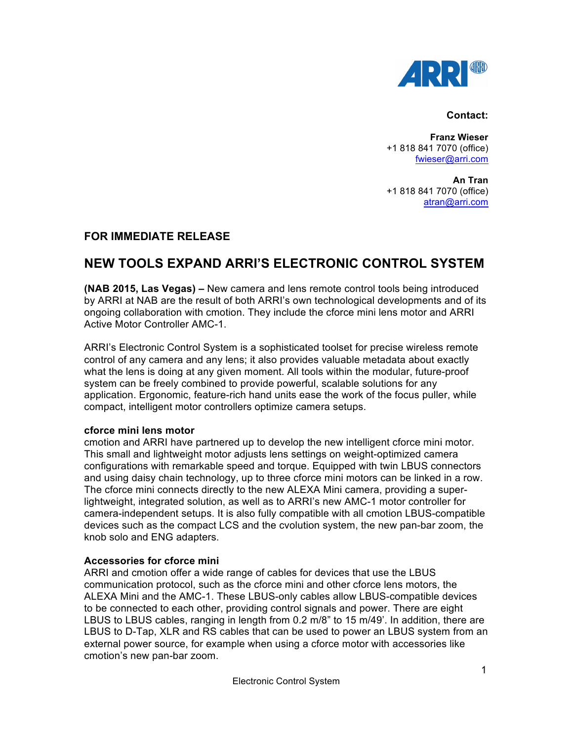**Contact:**

**Franz Wieser**
+1 818 841 7070 (office)
fwieser@arri.com

**An Tran**
+1 818 841 7070 (office)
atran@arri.com

**FOR IMMEDIATE RELEASE**

# NEW TOOLS EXPAND ARRI'S ELECTRONIC CONTROL SYSTEM

**(NAB 2015, Las Vegas) –** New camera and lens remote control tools being introduced by ARRI at NAB are the result of both ARRI's own technological developments and of its ongoing collaboration with cmotion. They include the cforce mini lens motor and ARRI Active Motor Controller AMC-1.

ARRI's Electronic Control System is a sophisticated toolset for precise wireless remote control of any camera and any lens; it also provides valuable metadata about exactly what the lens is doing at any given moment. All tools within the modular, future-proof system can be freely combined to provide powerful, scalable solutions for any application. Ergonomic, feature-rich hand units ease the work of the focus puller, while compact, intelligent motor controllers optimize camera setups.

**cforce mini lens motor**

cmotion and ARRI have partnered up to develop the new intelligent cforce mini motor. This small and lightweight motor adjusts lens settings on weight-optimized camera configurations with remarkable speed and torque. Equipped with twin LBUS connectors and using daisy chain technology, up to three cforce mini motors can be linked in a row. The cforce mini connects directly to the new ALEXA Mini camera, providing a super-lightweight, integrated solution, as well as to ARRI's new AMC-1 motor controller for camera-independent setups. It is also fully compatible with all cmotion LBUS-compatible devices such as the compact LCS and the cvolution system, the new pan-bar zoom, the knob solo and ENG adapters.

**Accessories for cforce mini**

ARRI and cmotion offer a wide range of cables for devices that use the LBUS communication protocol, such as the cforce mini and other cforce lens motors, the ALEXA Mini and the AMC-1. These LBUS-only cables allow LBUS-compatible devices to be connected to each other, providing control signals and power. There are eight LBUS to LBUS cables, ranging in length from 0.2 m/8" to 15 m/49'. In addition, there are LBUS to D-Tap, XLR and RS cables that can be used to power an LBUS system from an external power source, for example when using a cforce motor with accessories like cmotion's new pan-bar zoom.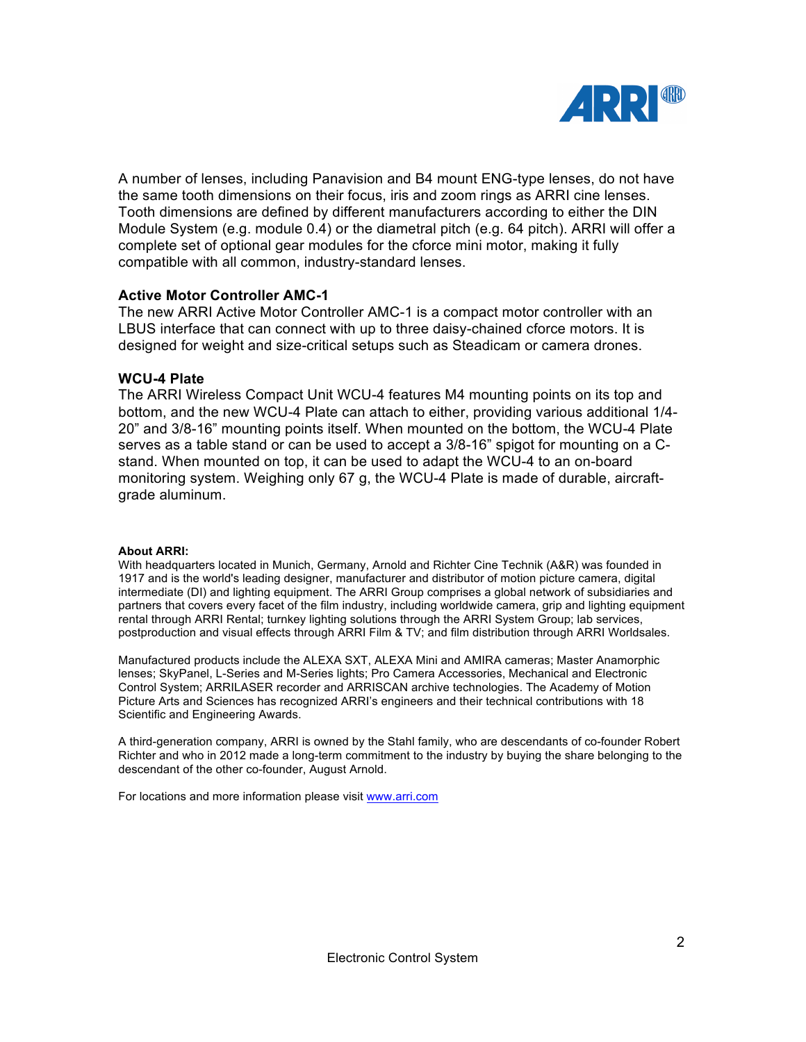A number of lenses, including Panavision and B4 mount ENG-type lenses, do not have the same tooth dimensions on their focus, iris and zoom rings as ARRI cine lenses. Tooth dimensions are defined by different manufacturers according to either the DIN Module System (e.g. module 0.4) or the diametral pitch (e.g. 64 pitch). ARRI will offer a complete set of optional gear modules for the cforce mini motor, making it fully compatible with all common, industry-standard lenses.

**Active Motor Controller AMC-1**
The new ARRI Active Motor Controller AMC-1 is a compact motor controller with an LBUS interface that can connect with up to three daisy-chained cforce motors. It is designed for weight and size-critical setups such as Steadicam or camera drones.

**WCU-4 Plate**
The ARRI Wireless Compact Unit WCU-4 features M4 mounting points on its top and bottom, and the new WCU-4 Plate can attach to either, providing various additional 1/4-20" and 3/8-16" mounting points itself. When mounted on the bottom, the WCU-4 Plate serves as a table stand or can be used to accept a 3/8-16" spigot for mounting on a C-stand. When mounted on top, it can be used to adapt the WCU-4 to an on-board monitoring system. Weighing only 67 g, the WCU-4 Plate is made of durable, aircraft-grade aluminum.

**About ARRI:**
With headquarters located in Munich, Germany, Arnold and Richter Cine Technik (A&R) was founded in 1917 and is the world's leading designer, manufacturer and distributor of motion picture camera, digital intermediate (DI) and lighting equipment. The ARRI Group comprises a global network of subsidiaries and partners that covers every facet of the film industry, including worldwide camera, grip and lighting equipment rental through ARRI Rental; turnkey lighting solutions through the ARRI System Group; lab services, postproduction and visual effects through ARRI Film & TV; and film distribution through ARRI Worldsales.

Manufactured products include the ALEXA SXT, ALEXA Mini and AMIRA cameras; Master Anamorphic lenses; SkyPanel, L-Series and M-Series lights; Pro Camera Accessories, Mechanical and Electronic Control System; ARRILASER recorder and ARRISCAN archive technologies. The Academy of Motion Picture Arts and Sciences has recognized ARRI's engineers and their technical contributions with 18 Scientific and Engineering Awards.

A third-generation company, ARRI is owned by the Stahl family, who are descendants of co-founder Robert Richter and who in 2012 made a long-term commitment to the industry by buying the share belonging to the descendant of the other co-founder, August Arnold.

For locations and more information please visit [www.arri.com](http://www.arri.com)